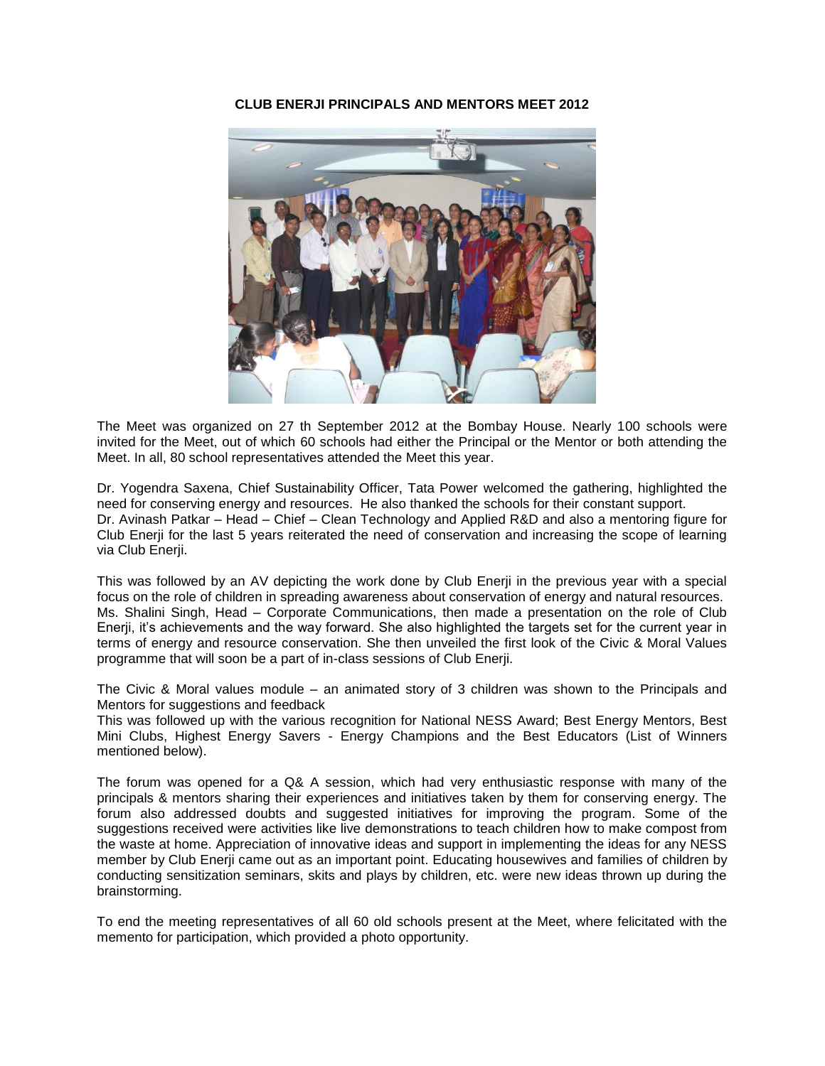# CLUB ENERJI PRINCIPALS AND MENTORS MEET 2012

The Meet was organized on 27 th September 2012 at the Bombay House. Nearly 100 schools were invited for the Meet, out of which 60 schools had either the Principal or the Mentor or both attending the Meet. In all, 80 school representatives attended the Meet this year.

Dr. Yogendra Saxena, Chief Sustainability Officer, Tata Power welcomed the gathering, highlighted the need for conserving energy and resources. He also thanked the schools for their constant support.
Dr. Avinash Patkar – Head – Chief – Clean Technology and Applied R&D and also a mentoring figure for Club Enerji for the last 5 years reiterated the need of conservation and increasing the scope of learning via Club Enerji.

This was followed by an AV depicting the work done by Club Enerji in the previous year with a special focus on the role of children in spreading awareness about conservation of energy and natural resources.
Ms. Shalini Singh, Head – Corporate Communications, then made a presentation on the role of Club Enerji, it's achievements and the way forward. She also highlighted the targets set for the current year in terms of energy and resource conservation. She then unveiled the first look of the Civic & Moral Values programme that will soon be a part of in-class sessions of Club Enerji.

The Civic & Moral values module – an animated story of 3 children was shown to the Principals and Mentors for suggestions and feedback
This was followed up with the various recognition for National NESS Award; Best Energy Mentors, Best Mini Clubs, Highest Energy Savers - Energy Champions and the Best Educators (List of Winners mentioned below).

The forum was opened for a Q& A session, which had very enthusiastic response with many of the principals & mentors sharing their experiences and initiatives taken by them for conserving energy. The forum also addressed doubts and suggested initiatives for improving the program. Some of the suggestions received were activities like live demonstrations to teach children how to make compost from the waste at home. Appreciation of innovative ideas and support in implementing the ideas for any NESS member by Club Enerji came out as an important point. Educating housewives and families of children by conducting sensitization seminars, skits and plays by children, etc. were new ideas thrown up during the brainstorming.

To end the meeting representatives of all 60 old schools present at the Meet, where felicitated with the memento for participation, which provided a photo opportunity.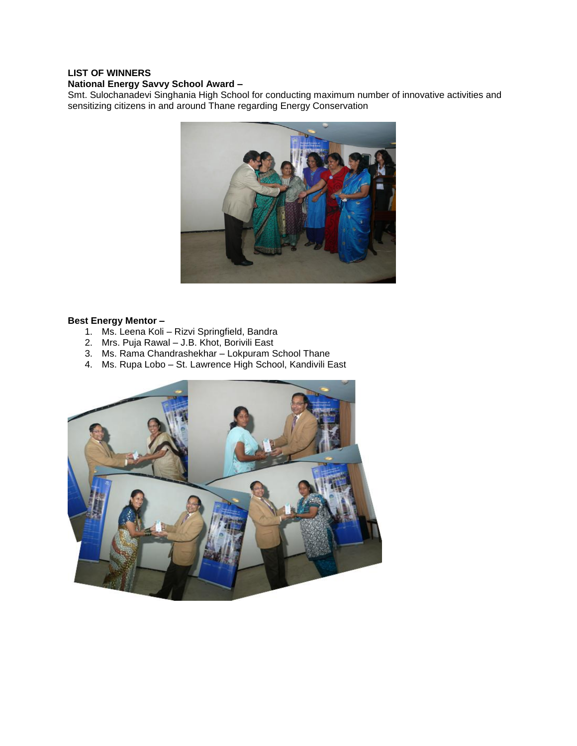**LIST OF WINNERS**

**National Energy Savvy School Award –**

Smt. Sulochanadevi Singhania High School for conducting maximum number of innovative activities and sensitizing citizens in and around Thane regarding Energy Conservation

**Best Energy Mentor –**

1. Ms. Leena Koli – Rizvi Springfield, Bandra
2. Mrs. Puja Rawal – J.B. Khot, Borivili East
3. Ms. Rama Chandrashekhar – Lokpuram School Thane
4. Ms. Rupa Lobo – St. Lawrence High School, Kandivili East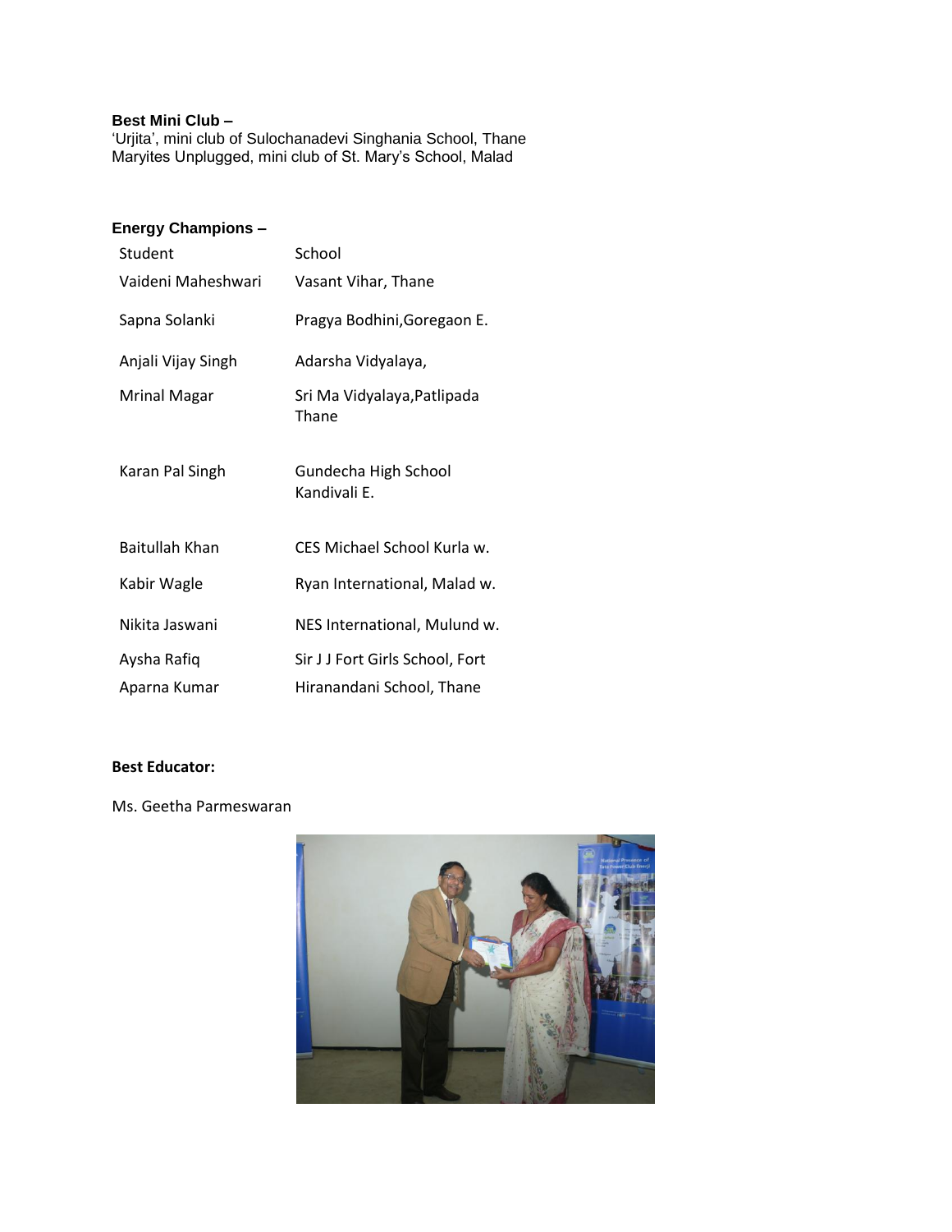**Best Mini Club –**

'Urjita', mini club of Sulochanadevi Singhania School, Thane
Maryites Unplugged, mini club of St. Mary's School, Malad

**Energy Champions –**

| Student | School |
|---|---|
| Vaideni Maheshwari | Vasant Vihar, Thane |
| Sapna Solanki | Pragya Bodhini,Goregaon E. |
| Anjali Vijay Singh | Adarsha Vidyalaya, |
| Mrinal Magar | Sri Ma Vidyalaya,Patlipada Thane |
| Karan Pal Singh | Gundecha High School Kandivali E. |
| Baitullah Khan | CES Michael School Kurla w. |
| Kabir Wagle | Ryan International, Malad w. |
| Nikita Jaswani | NES International, Mulund w. |
| Aysha Rafiq | Sir J J Fort Girls School, Fort |
| Aparna Kumar | Hiranandani School, Thane |

**Best Educator:**

Ms. Geetha Parmeswaran